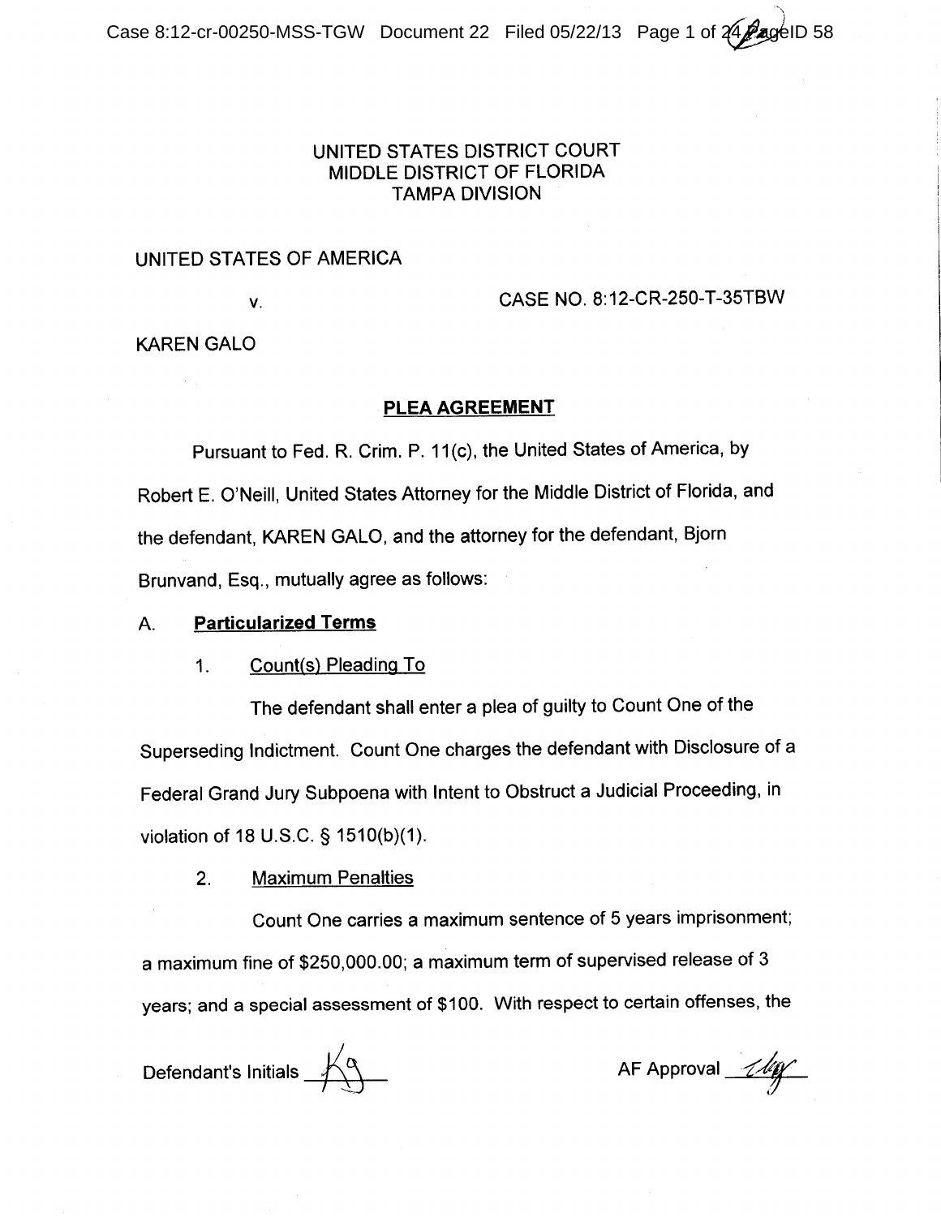UNITED STATES DISTRICT COURT
MIDDLE DISTRICT OF FLORIDA
TAMPA DIVISION

UNITED STATES OF AMERICA

v. CASE NO. 8:12-CR-250-T-35TBW

KAREN GALO

## PLEA AGREEMENT

Pursuant to Fed. R. Crim. P. 11(c), the United States of America, by Robert E. O'Neill, United States Attorney for the Middle District of Florida, and the defendant, KAREN GALO, and the attorney for the defendant, Bjorn Brunvand, Esq., mutually agree as follows:

### A. Particularized Terms

#### 1. Count(s) Pleading To

The defendant shall enter a plea of guilty to Count One of the Superseding Indictment. Count One charges the defendant with Disclosure of a Federal Grand Jury Subpoena with Intent to Obstruct a Judicial Proceeding, in violation of 18 U.S.C. § 1510(b)(1).

#### 2. Maximum Penalties

Count One carries a maximum sentence of 5 years imprisonment; a maximum fine of \$250,000.00; a maximum term of supervised release of 3 years; and a special assessment of \$100. With respect to certain offenses, the

Defendant's Initials KG AF Approval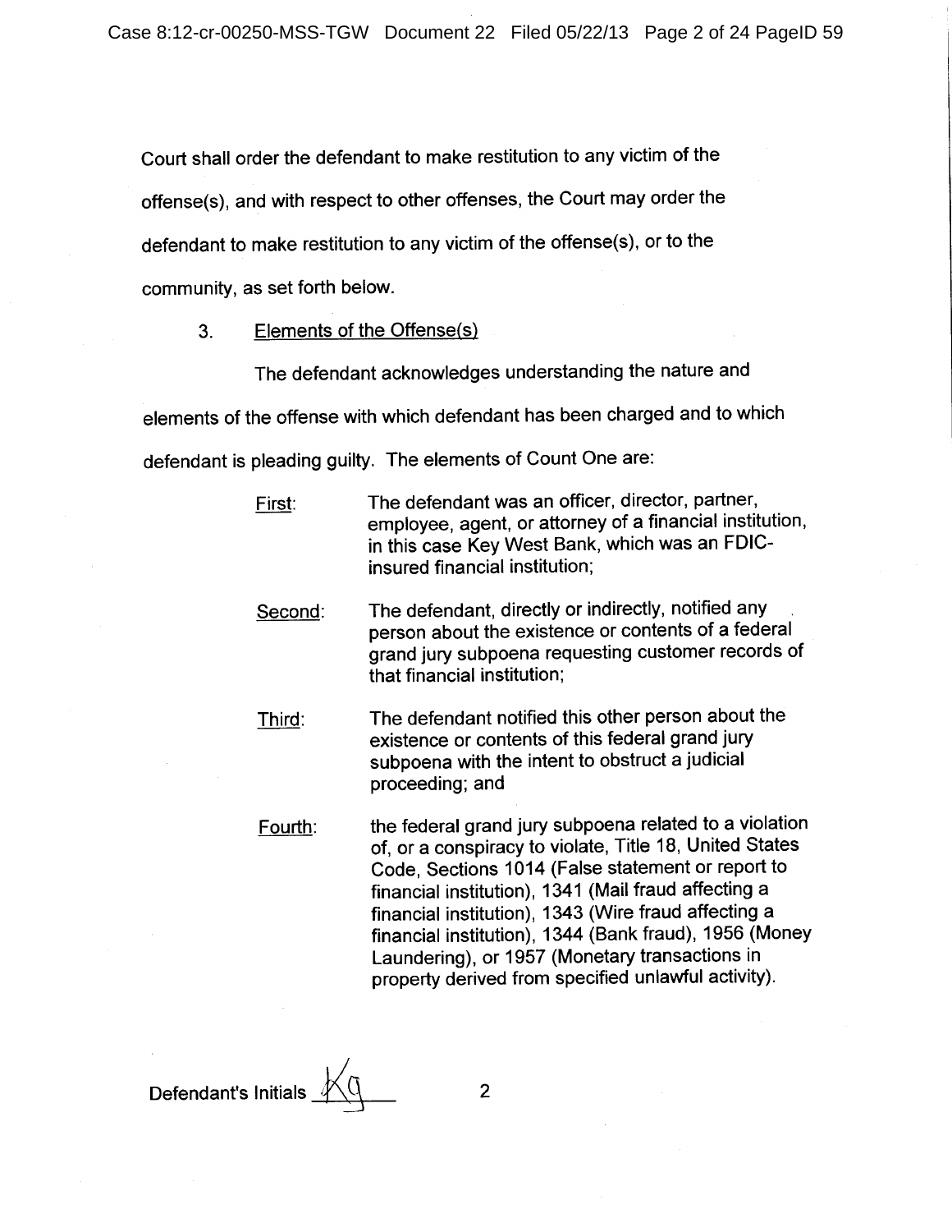Court shall order the defendant to make restitution to any victim of the offense(s), and with respect to other offenses, the Court may order the defendant to make restitution to any victim of the offense(s), or to the community, as set forth below.

3. Elements of the Offense(s)

The defendant acknowledges understanding the nature and elements of the offense with which defendant has been charged and to which defendant is pleading guilty. The elements of Count One are:

First: The defendant was an officer, director, partner, employee, agent, or attorney of a financial institution, in this case Key West Bank, which was an FDIC-insured financial institution;

Second: The defendant, directly or indirectly, notified any person about the existence or contents of a federal grand jury subpoena requesting customer records of that financial institution;

Third: The defendant notified this other person about the existence or contents of this federal grand jury subpoena with the intent to obstruct a judicial proceeding; and

Fourth: the federal grand jury subpoena related to a violation of, or a conspiracy to violate, Title 18, United States Code, Sections 1014 (False statement or report to financial institution), 1341 (Mail fraud affecting a financial institution), 1343 (Wire fraud affecting a financial institution), 1344 (Bank fraud), 1956 (Money Laundering), or 1957 (Monetary transactions in property derived from specified unlawful activity).

Defendant's Initials KG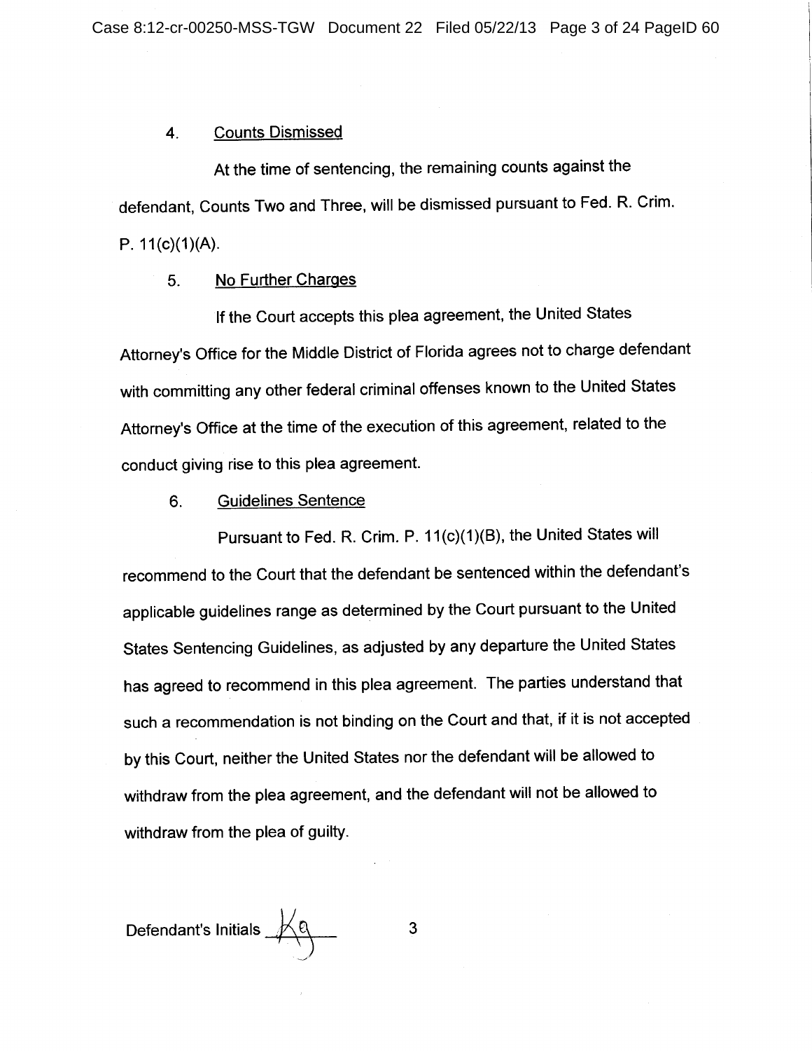4. Counts Dismissed

At the time of sentencing, the remaining counts against the defendant, Counts Two and Three, will be dismissed pursuant to Fed. R. Crim. P. 11(c)(1)(A).

5. No Further Charges

If the Court accepts this plea agreement, the United States Attorney's Office for the Middle District of Florida agrees not to charge defendant with committing any other federal criminal offenses known to the United States Attorney's Office at the time of the execution of this agreement, related to the conduct giving rise to this plea agreement.

6. Guidelines Sentence

Pursuant to Fed. R. Crim. P. 11(c)(1)(B), the United States will recommend to the Court that the defendant be sentenced within the defendant's applicable guidelines range as determined by the Court pursuant to the United States Sentencing Guidelines, as adjusted by any departure the United States has agreed to recommend in this plea agreement. The parties understand that such a recommendation is not binding on the Court and that, if it is not accepted by this Court, neither the United States nor the defendant will be allowed to withdraw from the plea agreement, and the defendant will not be allowed to withdraw from the plea of guilty.

Defendant's Initials KG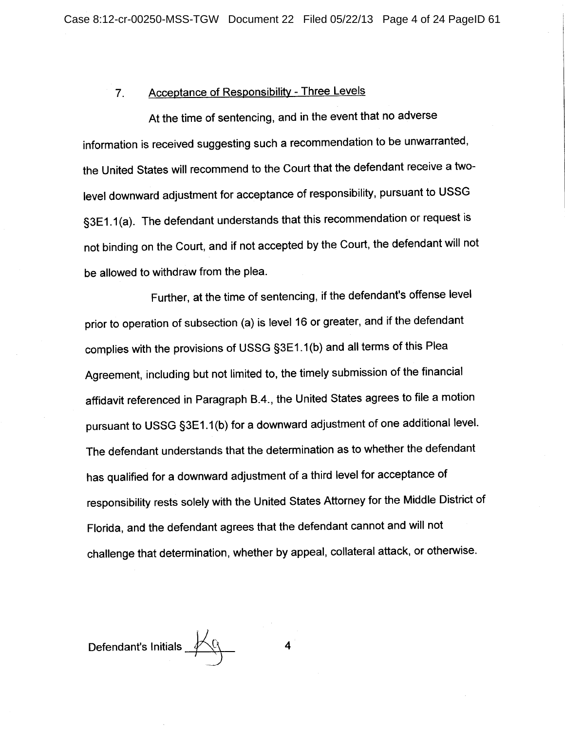7. Acceptance of Responsibility - Three Levels

At the time of sentencing, and in the event that no adverse information is received suggesting such a recommendation to be unwarranted, the United States will recommend to the Court that the defendant receive a two-level downward adjustment for acceptance of responsibility, pursuant to USSG §3E1.1(a). The defendant understands that this recommendation or request is not binding on the Court, and if not accepted by the Court, the defendant will not be allowed to withdraw from the plea.

Further, at the time of sentencing, if the defendant's offense level prior to operation of subsection (a) is level 16 or greater, and if the defendant complies with the provisions of USSG §3E1.1(b) and all terms of this Plea Agreement, including but not limited to, the timely submission of the financial affidavit referenced in Paragraph B.4., the United States agrees to file a motion pursuant to USSG §3E1.1(b) for a downward adjustment of one additional level. The defendant understands that the determination as to whether the defendant has qualified for a downward adjustment of a third level for acceptance of responsibility rests solely with the United States Attorney for the Middle District of Florida, and the defendant agrees that the defendant cannot and will not challenge that determination, whether by appeal, collateral attack, or otherwise.

Defendant's Initials ________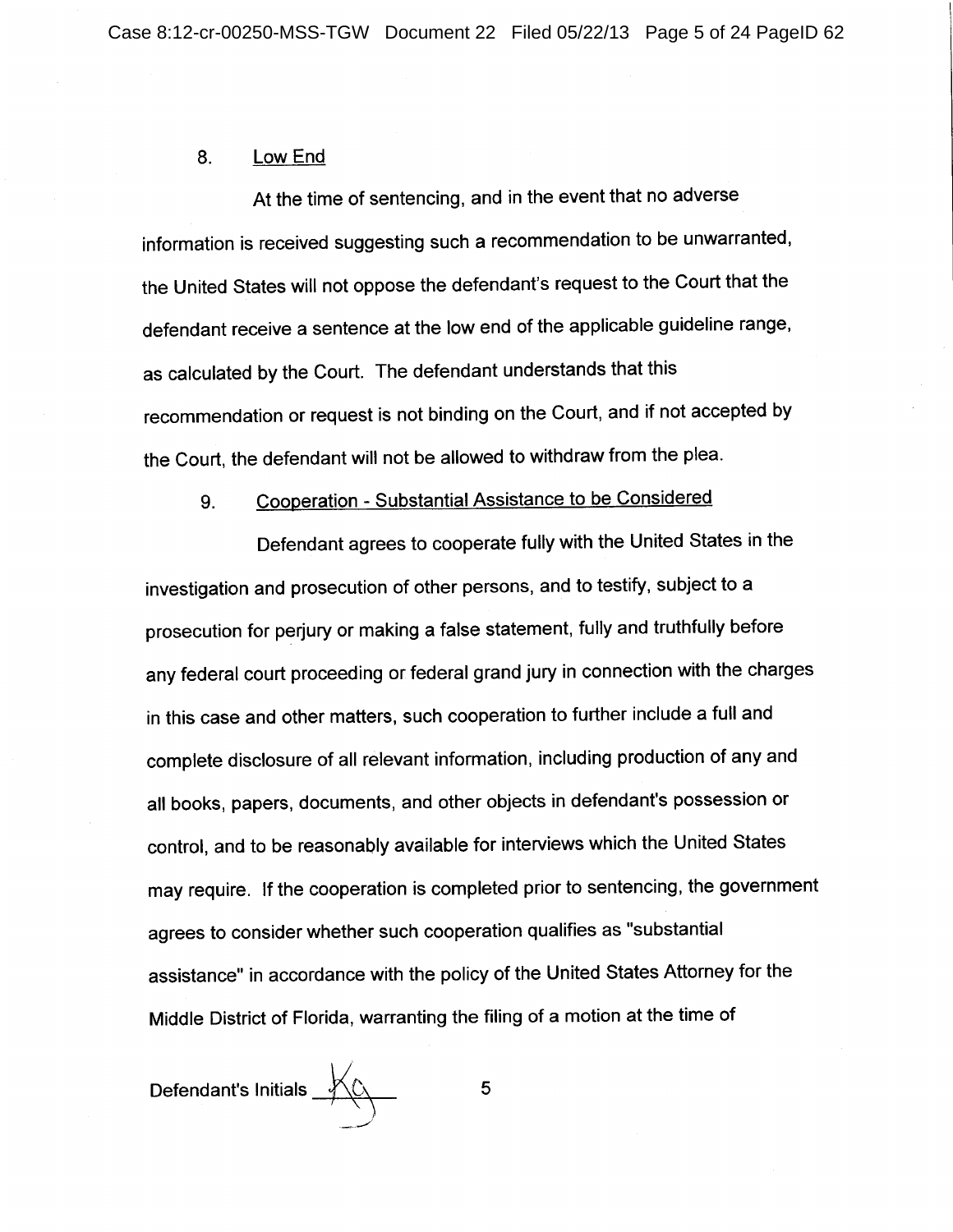8. Low End

At the time of sentencing, and in the event that no adverse information is received suggesting such a recommendation to be unwarranted, the United States will not oppose the defendant's request to the Court that the defendant receive a sentence at the low end of the applicable guideline range, as calculated by the Court. The defendant understands that this recommendation or request is not binding on the Court, and if not accepted by the Court, the defendant will not be allowed to withdraw from the plea.

9. Cooperation - Substantial Assistance to be Considered

Defendant agrees to cooperate fully with the United States in the investigation and prosecution of other persons, and to testify, subject to a prosecution for perjury or making a false statement, fully and truthfully before any federal court proceeding or federal grand jury in connection with the charges in this case and other matters, such cooperation to further include a full and complete disclosure of all relevant information, including production of any and all books, papers, documents, and other objects in defendant's possession or control, and to be reasonably available for interviews which the United States may require. If the cooperation is completed prior to sentencing, the government agrees to consider whether such cooperation qualifies as "substantial assistance" in accordance with the policy of the United States Attorney for the Middle District of Florida, warranting the filing of a motion at the time of

Defendant's Initials KC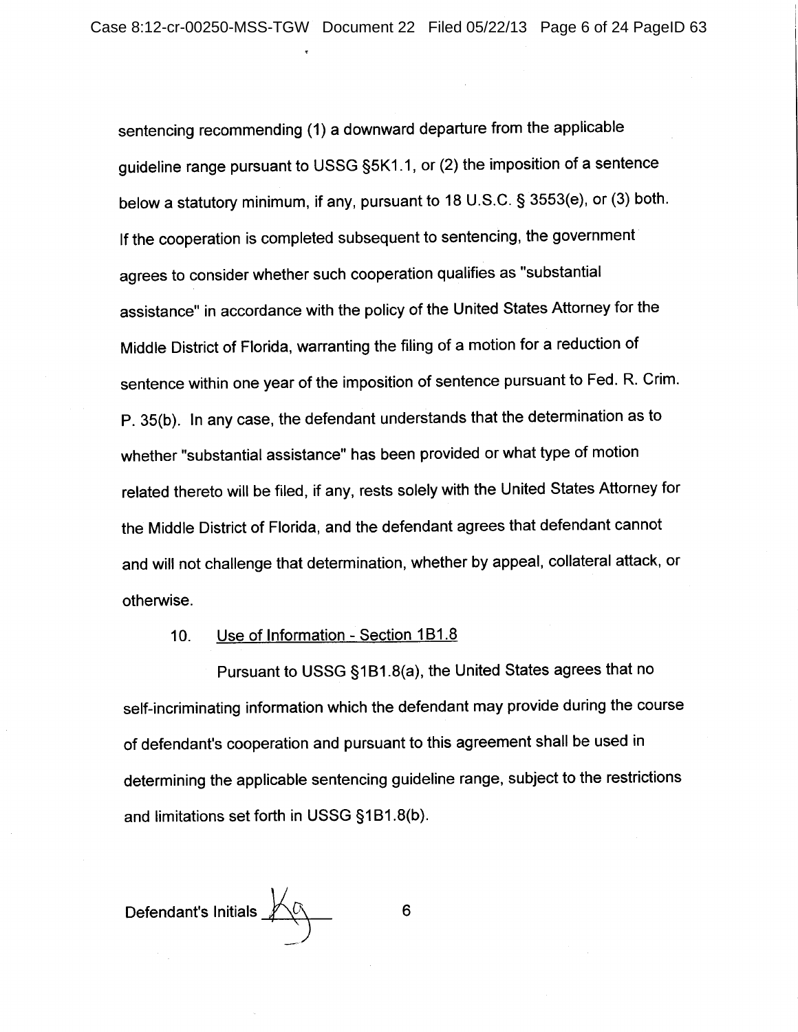sentencing recommending (1) a downward departure from the applicable guideline range pursuant to USSG §5K1.1, or (2) the imposition of a sentence below a statutory minimum, if any, pursuant to 18 U.S.C. § 3553(e), or (3) both. If the cooperation is completed subsequent to sentencing, the government agrees to consider whether such cooperation qualifies as "substantial assistance" in accordance with the policy of the United States Attorney for the Middle District of Florida, warranting the filing of a motion for a reduction of sentence within one year of the imposition of sentence pursuant to Fed. R. Crim. P. 35(b). In any case, the defendant understands that the determination as to whether "substantial assistance" has been provided or what type of motion related thereto will be filed, if any, rests solely with the United States Attorney for the Middle District of Florida, and the defendant agrees that defendant cannot and will not challenge that determination, whether by appeal, collateral attack, or otherwise.

10. Use of Information - Section 1B1.8

Pursuant to USSG §1B1.8(a), the United States agrees that no self-incriminating information which the defendant may provide during the course of defendant's cooperation and pursuant to this agreement shall be used in determining the applicable sentencing guideline range, subject to the restrictions and limitations set forth in USSG §1B1.8(b).

Defendant's Initials KG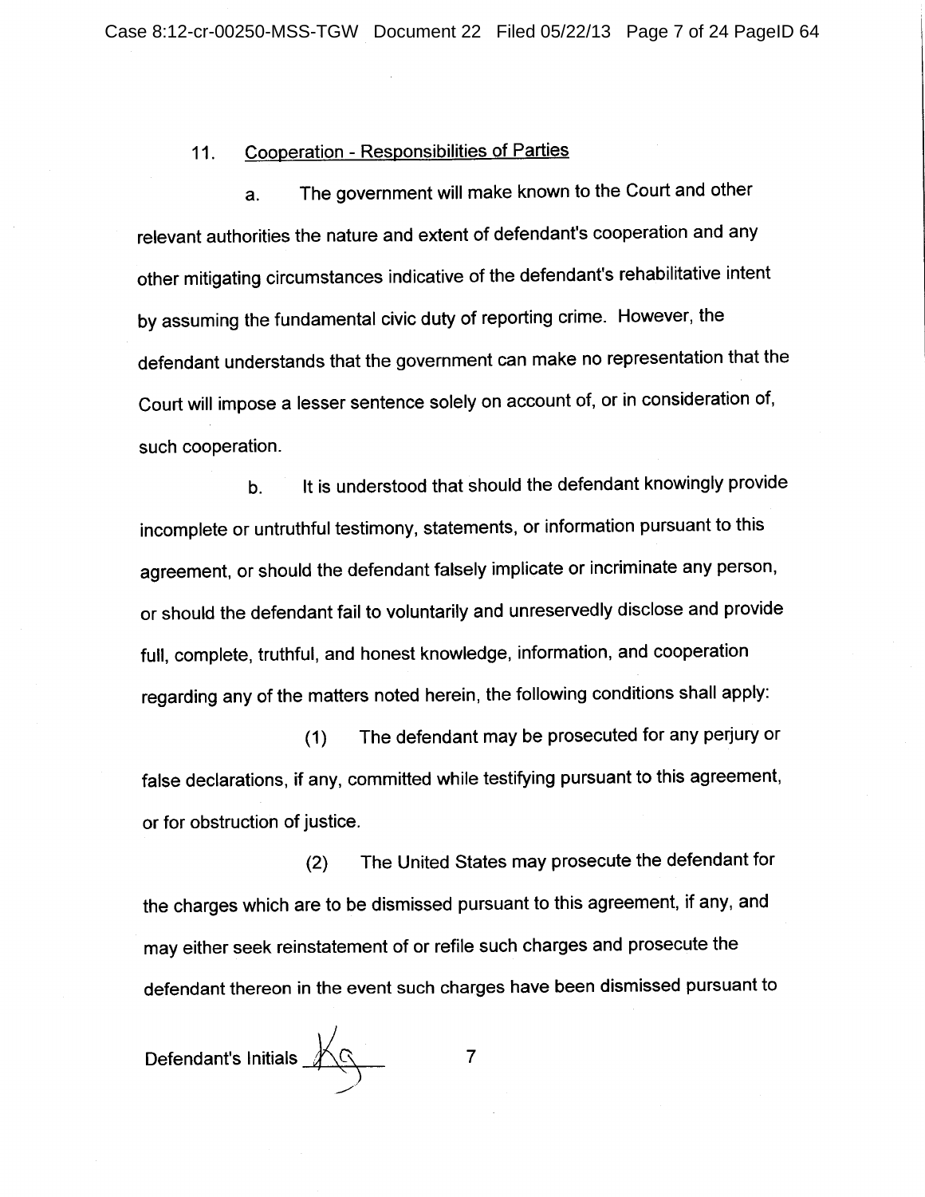11. Cooperation - Responsibilities of Parties

a. The government will make known to the Court and other relevant authorities the nature and extent of defendant's cooperation and any other mitigating circumstances indicative of the defendant's rehabilitative intent by assuming the fundamental civic duty of reporting crime. However, the defendant understands that the government can make no representation that the Court will impose a lesser sentence solely on account of, or in consideration of, such cooperation.

b. It is understood that should the defendant knowingly provide incomplete or untruthful testimony, statements, or information pursuant to this agreement, or should the defendant falsely implicate or incriminate any person, or should the defendant fail to voluntarily and unreservedly disclose and provide full, complete, truthful, and honest knowledge, information, and cooperation regarding any of the matters noted herein, the following conditions shall apply:

(1) The defendant may be prosecuted for any perjury or false declarations, if any, committed while testifying pursuant to this agreement, or for obstruction of justice.

(2) The United States may prosecute the defendant for the charges which are to be dismissed pursuant to this agreement, if any, and may either seek reinstatement of or refile such charges and prosecute the defendant thereon in the event such charges have been dismissed pursuant to

Defendant's Initials KG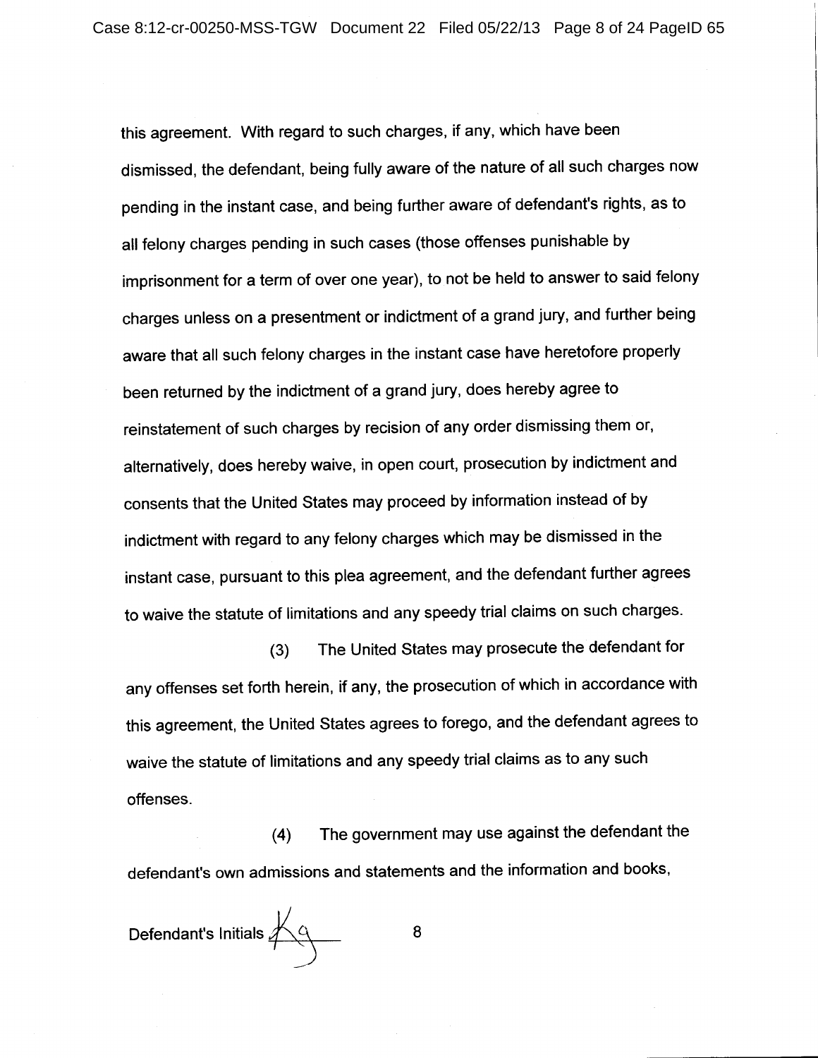this agreement. With regard to such charges, if any, which have been dismissed, the defendant, being fully aware of the nature of all such charges now pending in the instant case, and being further aware of defendant's rights, as to all felony charges pending in such cases (those offenses punishable by imprisonment for a term of over one year), to not be held to answer to said felony charges unless on a presentment or indictment of a grand jury, and further being aware that all such felony charges in the instant case have heretofore properly been returned by the indictment of a grand jury, does hereby agree to reinstatement of such charges by recision of any order dismissing them or, alternatively, does hereby waive, in open court, prosecution by indictment and consents that the United States may proceed by information instead of by indictment with regard to any felony charges which may be dismissed in the instant case, pursuant to this plea agreement, and the defendant further agrees to waive the statute of limitations and any speedy trial claims on such charges.

(3) The United States may prosecute the defendant for any offenses set forth herein, if any, the prosecution of which in accordance with this agreement, the United States agrees to forego, and the defendant agrees to waive the statute of limitations and any speedy trial claims as to any such offenses.

(4) The government may use against the defendant the defendant's own admissions and statements and the information and books,

Defendant's Initials KG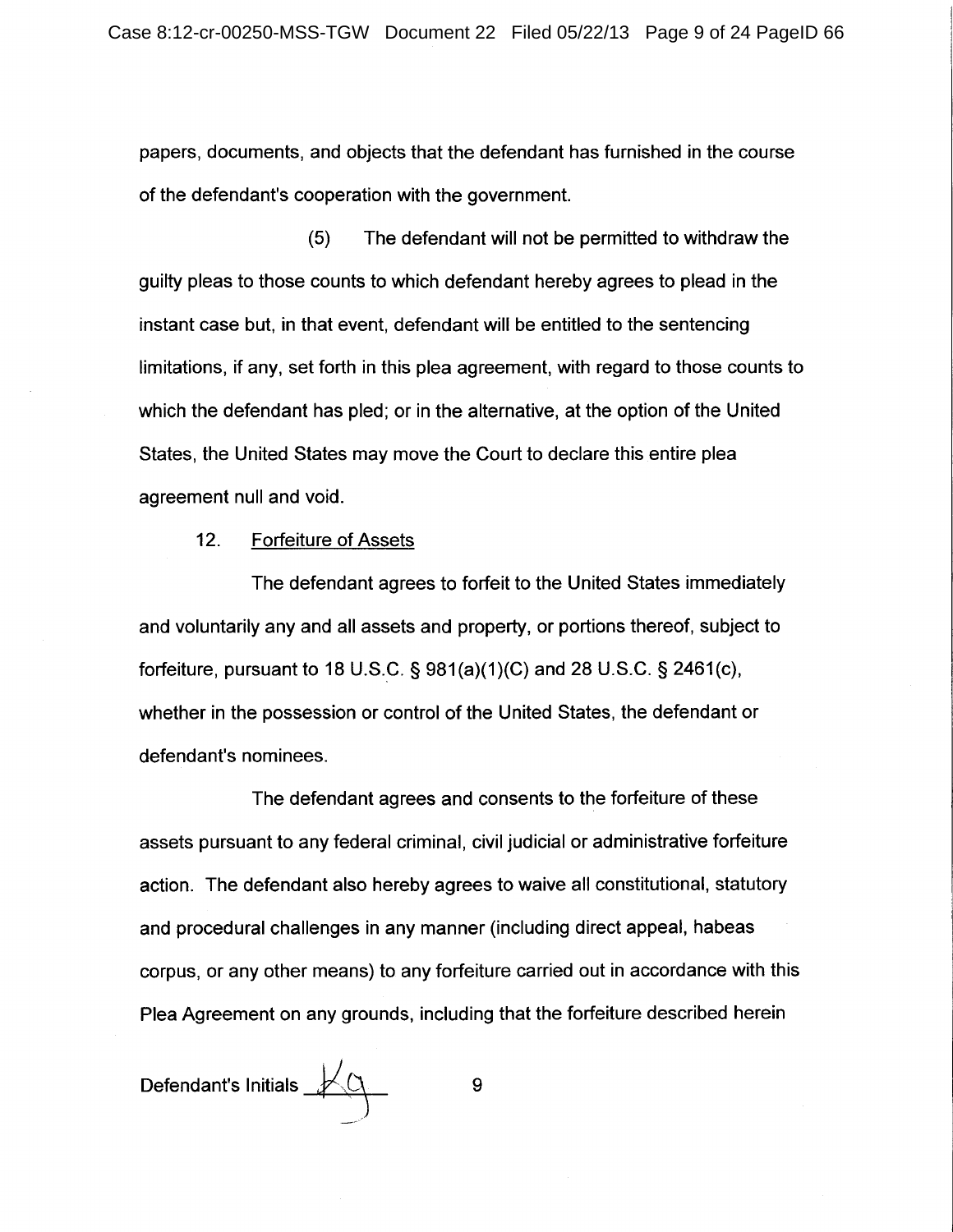papers, documents, and objects that the defendant has furnished in the course of the defendant's cooperation with the government.

(5) The defendant will not be permitted to withdraw the guilty pleas to those counts to which defendant hereby agrees to plead in the instant case but, in that event, defendant will be entitled to the sentencing limitations, if any, set forth in this plea agreement, with regard to those counts to which the defendant has pled; or in the alternative, at the option of the United States, the United States may move the Court to declare this entire plea agreement null and void.

12. Forfeiture of Assets

The defendant agrees to forfeit to the United States immediately and voluntarily any and all assets and property, or portions thereof, subject to forfeiture, pursuant to 18 U.S.C. § 981(a)(1)(C) and 28 U.S.C. § 2461(c), whether in the possession or control of the United States, the defendant or defendant's nominees.

The defendant agrees and consents to the forfeiture of these assets pursuant to any federal criminal, civil judicial or administrative forfeiture action. The defendant also hereby agrees to waive all constitutional, statutory and procedural challenges in any manner (including direct appeal, habeas corpus, or any other means) to any forfeiture carried out in accordance with this Plea Agreement on any grounds, including that the forfeiture described herein

Defendant's Initials KG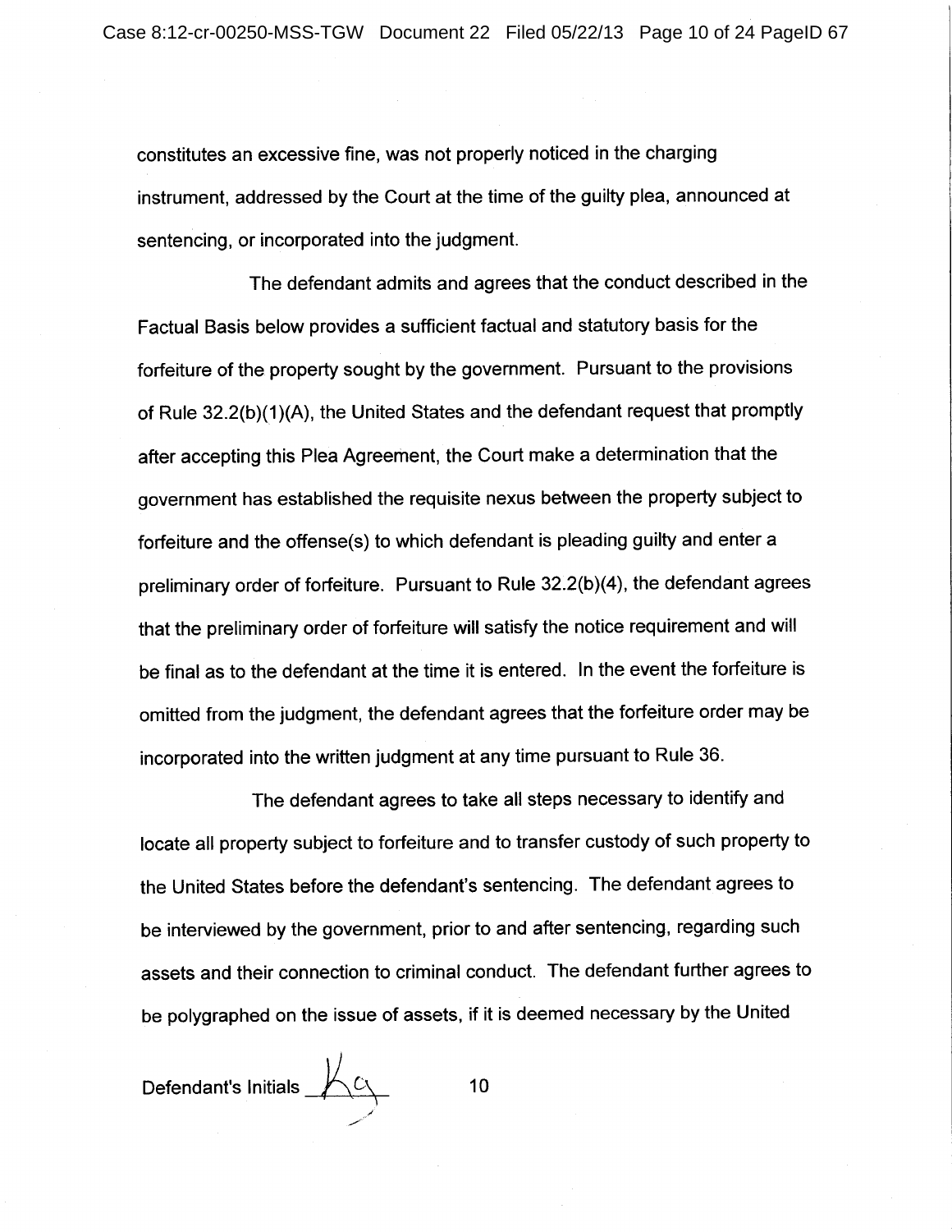constitutes an excessive fine, was not properly noticed in the charging instrument, addressed by the Court at the time of the guilty plea, announced at sentencing, or incorporated into the judgment.

The defendant admits and agrees that the conduct described in the Factual Basis below provides a sufficient factual and statutory basis for the forfeiture of the property sought by the government. Pursuant to the provisions of Rule 32.2(b)(1)(A), the United States and the defendant request that promptly after accepting this Plea Agreement, the Court make a determination that the government has established the requisite nexus between the property subject to forfeiture and the offense(s) to which defendant is pleading guilty and enter a preliminary order of forfeiture. Pursuant to Rule 32.2(b)(4), the defendant agrees that the preliminary order of forfeiture will satisfy the notice requirement and will be final as to the defendant at the time it is entered. In the event the forfeiture is omitted from the judgment, the defendant agrees that the forfeiture order may be incorporated into the written judgment at any time pursuant to Rule 36.

The defendant agrees to take all steps necessary to identify and locate all property subject to forfeiture and to transfer custody of such property to the United States before the defendant's sentencing. The defendant agrees to be interviewed by the government, prior to and after sentencing, regarding such assets and their connection to criminal conduct. The defendant further agrees to be polygraphed on the issue of assets, if it is deemed necessary by the United

Defendant's Initials KC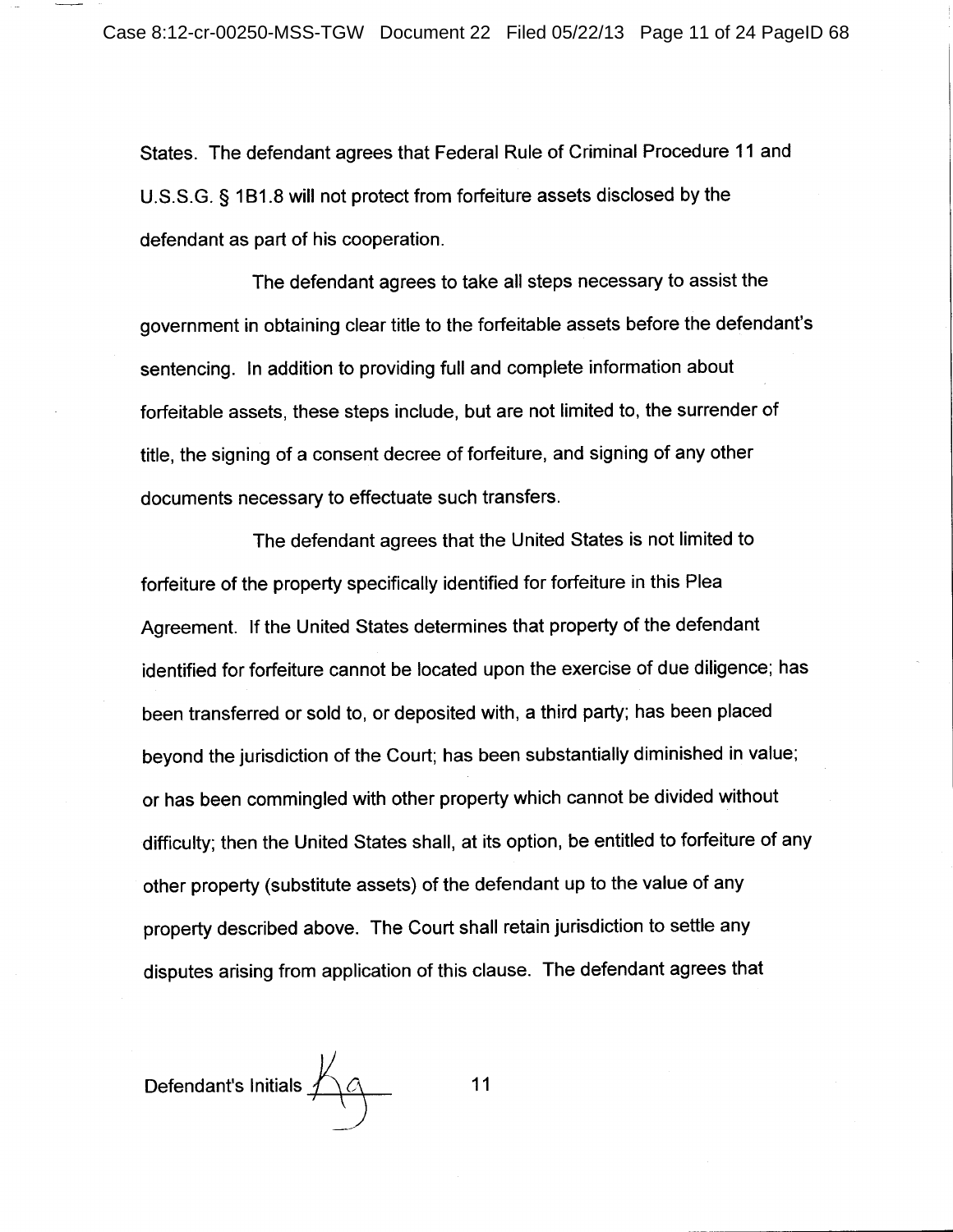States. The defendant agrees that Federal Rule of Criminal Procedure 11 and U.S.S.G. § 1B1.8 will not protect from forfeiture assets disclosed by the defendant as part of his cooperation.

The defendant agrees to take all steps necessary to assist the government in obtaining clear title to the forfeitable assets before the defendant's sentencing. In addition to providing full and complete information about forfeitable assets, these steps include, but are not limited to, the surrender of title, the signing of a consent decree of forfeiture, and signing of any other documents necessary to effectuate such transfers.

The defendant agrees that the United States is not limited to forfeiture of the property specifically identified for forfeiture in this Plea Agreement. If the United States determines that property of the defendant identified for forfeiture cannot be located upon the exercise of due diligence; has been transferred or sold to, or deposited with, a third party; has been placed beyond the jurisdiction of the Court; has been substantially diminished in value; or has been commingled with other property which cannot be divided without difficulty; then the United States shall, at its option, be entitled to forfeiture of any other property (substitute assets) of the defendant up to the value of any property described above. The Court shall retain jurisdiction to settle any disputes arising from application of this clause. The defendant agrees that

Defendant's Initials KG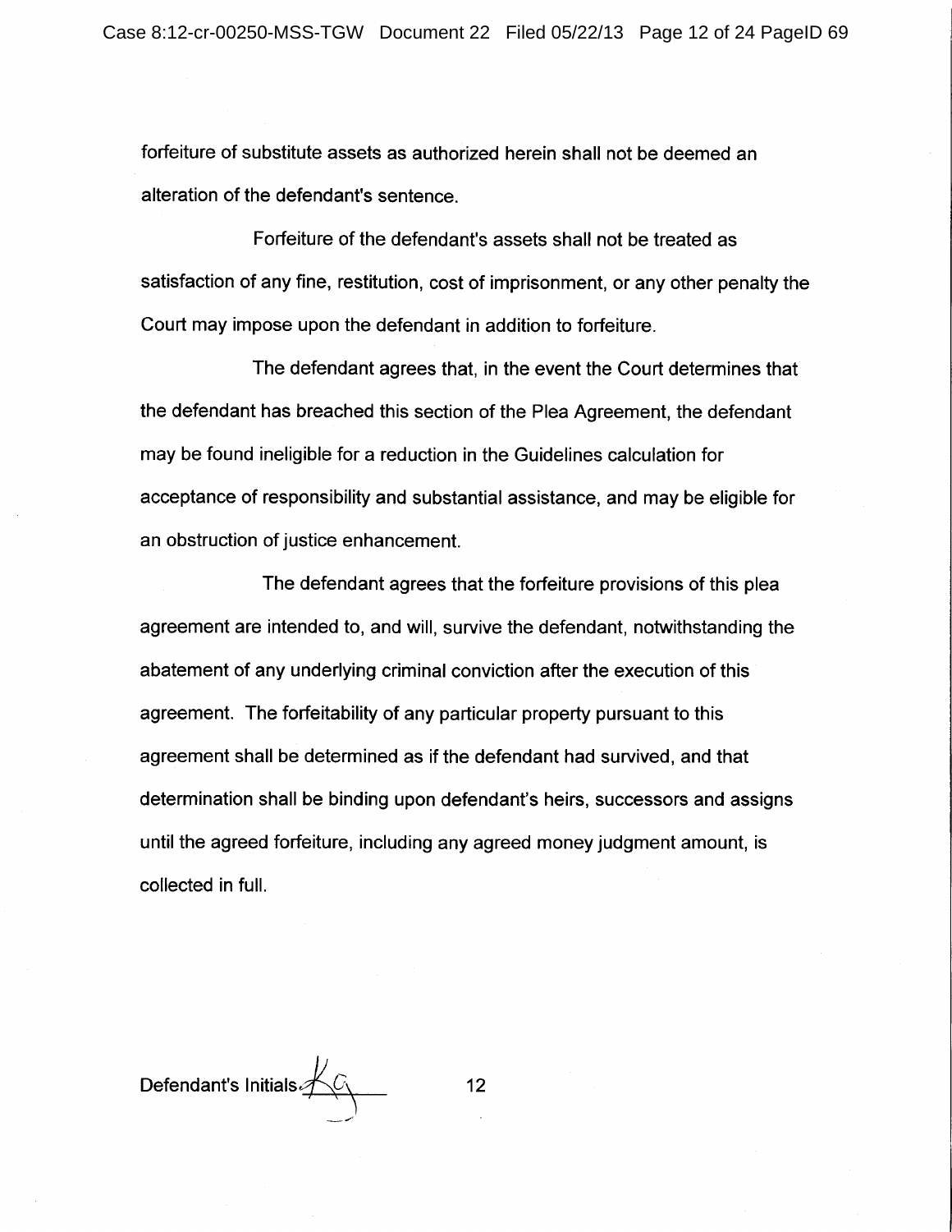forfeiture of substitute assets as authorized herein shall not be deemed an alteration of the defendant's sentence.

Forfeiture of the defendant's assets shall not be treated as satisfaction of any fine, restitution, cost of imprisonment, or any other penalty the Court may impose upon the defendant in addition to forfeiture.

The defendant agrees that, in the event the Court determines that the defendant has breached this section of the Plea Agreement, the defendant may be found ineligible for a reduction in the Guidelines calculation for acceptance of responsibility and substantial assistance, and may be eligible for an obstruction of justice enhancement.

The defendant agrees that the forfeiture provisions of this plea agreement are intended to, and will, survive the defendant, notwithstanding the abatement of any underlying criminal conviction after the execution of this agreement. The forfeitability of any particular property pursuant to this agreement shall be determined as if the defendant had survived, and that determination shall be binding upon defendant's heirs, successors and assigns until the agreed forfeiture, including any agreed money judgment amount, is collected in full.

Defendant's Initials KG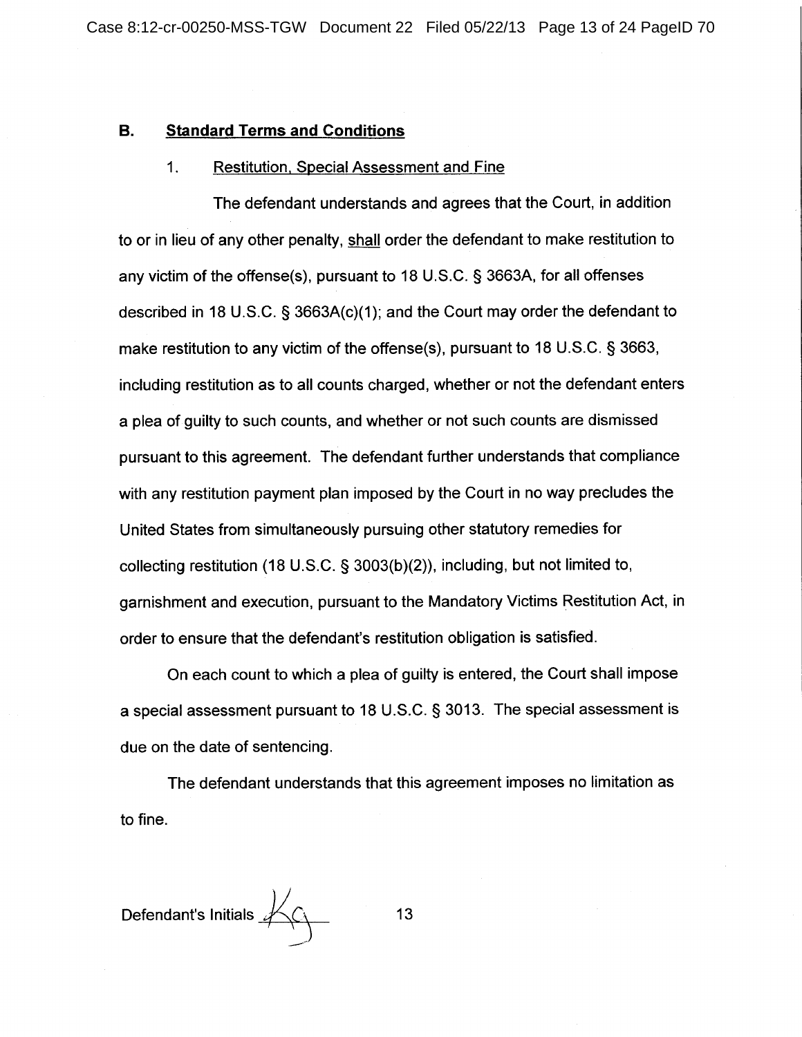## B. Standard Terms and Conditions

### 1. Restitution, Special Assessment and Fine

The defendant understands and agrees that the Court, in addition to or in lieu of any other penalty, shall order the defendant to make restitution to any victim of the offense(s), pursuant to 18 U.S.C. § 3663A, for all offenses described in 18 U.S.C. § 3663A(c)(1); and the Court may order the defendant to make restitution to any victim of the offense(s), pursuant to 18 U.S.C. § 3663, including restitution as to all counts charged, whether or not the defendant enters a plea of guilty to such counts, and whether or not such counts are dismissed pursuant to this agreement. The defendant further understands that compliance with any restitution payment plan imposed by the Court in no way precludes the United States from simultaneously pursuing other statutory remedies for collecting restitution (18 U.S.C. § 3003(b)(2)), including, but not limited to, garnishment and execution, pursuant to the Mandatory Victims Restitution Act, in order to ensure that the defendant's restitution obligation is satisfied.

On each count to which a plea of guilty is entered, the Court shall impose a special assessment pursuant to 18 U.S.C. § 3013. The special assessment is due on the date of sentencing.

The defendant understands that this agreement imposes no limitation as to fine.

Defendant's Initials KG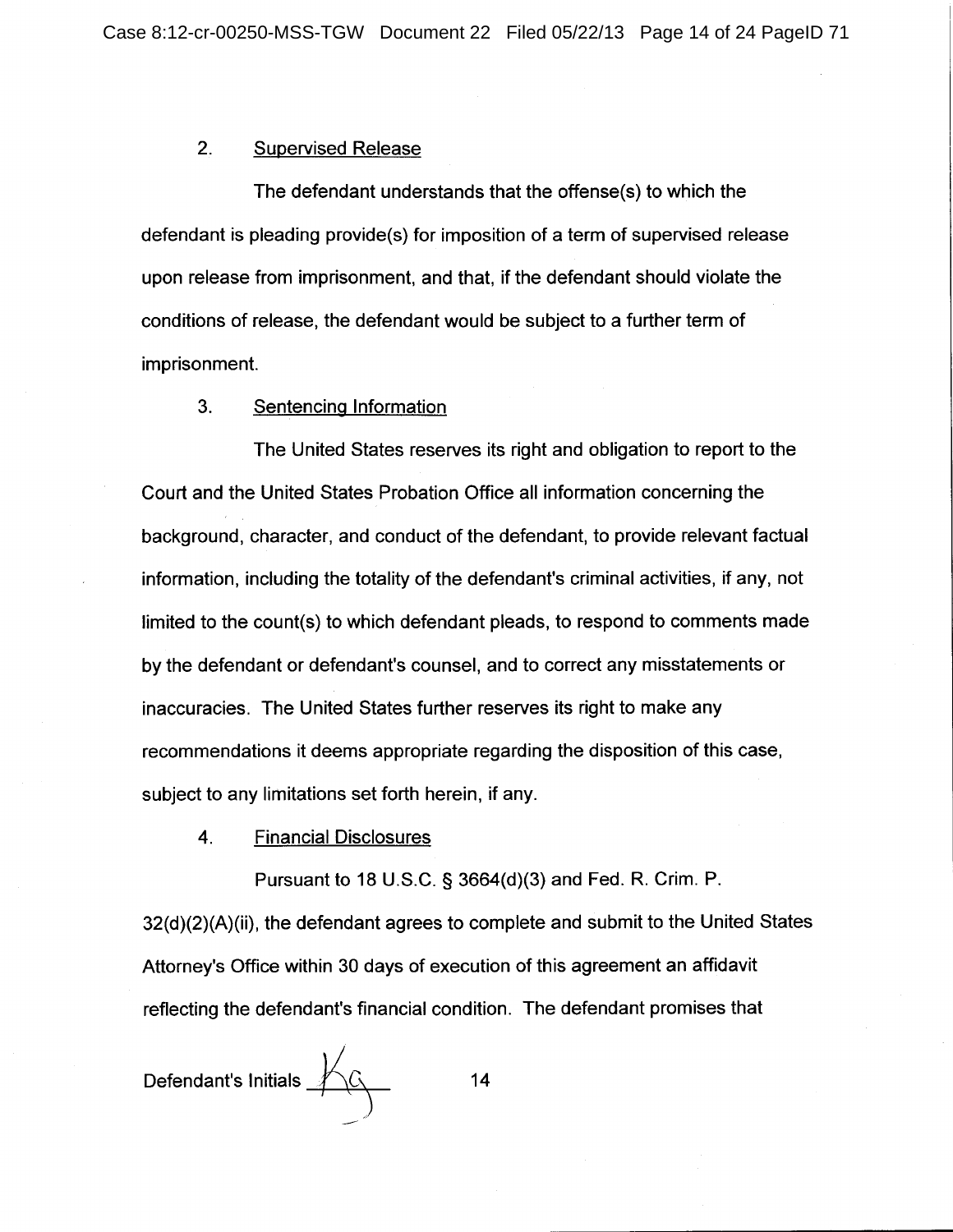2. <u>Supervised Release</u>

The defendant understands that the offense(s) to which the defendant is pleading provide(s) for imposition of a term of supervised release upon release from imprisonment, and that, if the defendant should violate the conditions of release, the defendant would be subject to a further term of imprisonment.

3. <u>Sentencing Information</u>

The United States reserves its right and obligation to report to the Court and the United States Probation Office all information concerning the background, character, and conduct of the defendant, to provide relevant factual information, including the totality of the defendant's criminal activities, if any, not limited to the count(s) to which defendant pleads, to respond to comments made by the defendant or defendant's counsel, and to correct any misstatements or inaccuracies. The United States further reserves its right to make any recommendations it deems appropriate regarding the disposition of this case, subject to any limitations set forth herein, if any.

4. <u>Financial Disclosures</u>

Pursuant to 18 U.S.C. § 3664(d)(3) and Fed. R. Crim. P. 32(d)(2)(A)(ii), the defendant agrees to complete and submit to the United States Attorney's Office within 30 days of execution of this agreement an affidavit reflecting the defendant's financial condition. The defendant promises that

Defendant's Initials KG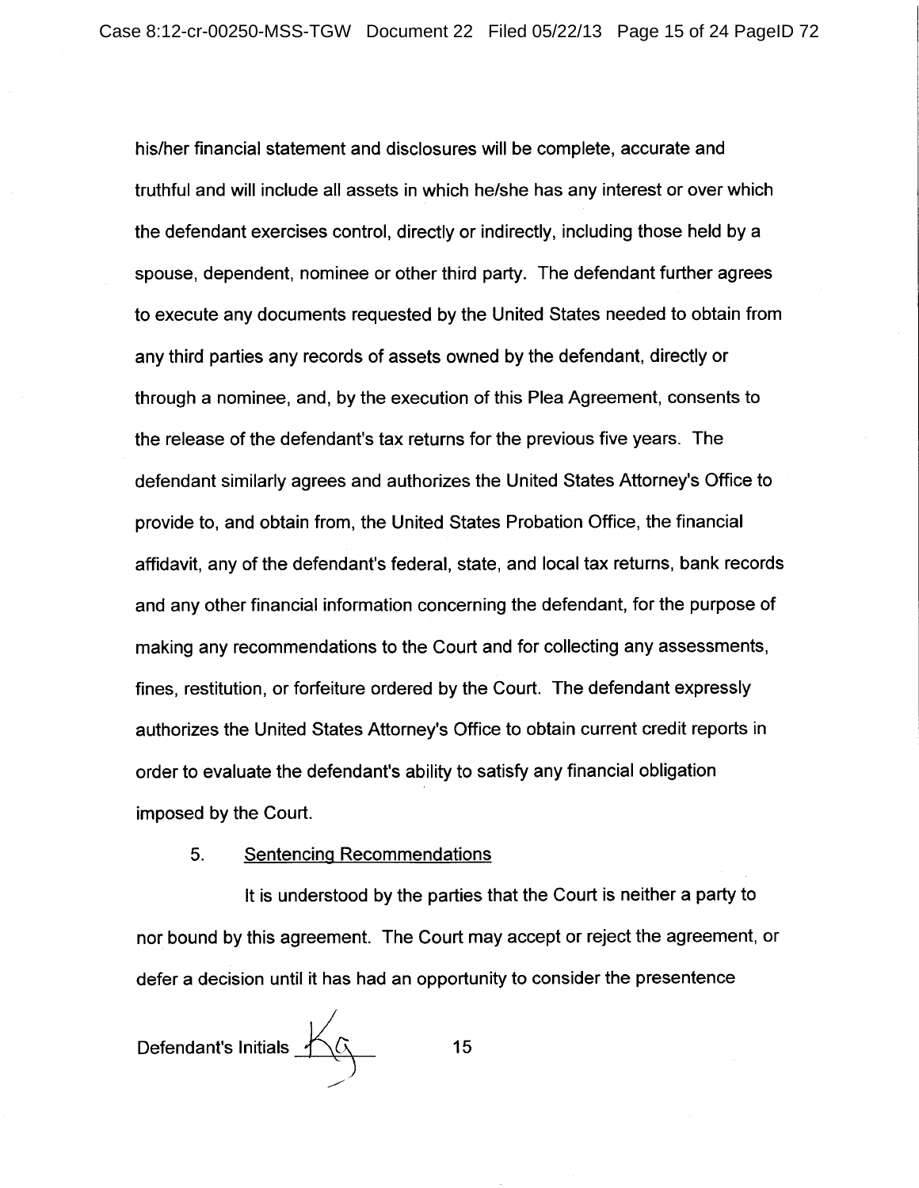his/her financial statement and disclosures will be complete, accurate and truthful and will include all assets in which he/she has any interest or over which the defendant exercises control, directly or indirectly, including those held by a spouse, dependent, nominee or other third party. The defendant further agrees to execute any documents requested by the United States needed to obtain from any third parties any records of assets owned by the defendant, directly or through a nominee, and, by the execution of this Plea Agreement, consents to the release of the defendant's tax returns for the previous five years. The defendant similarly agrees and authorizes the United States Attorney's Office to provide to, and obtain from, the United States Probation Office, the financial affidavit, any of the defendant's federal, state, and local tax returns, bank records and any other financial information concerning the defendant, for the purpose of making any recommendations to the Court and for collecting any assessments, fines, restitution, or forfeiture ordered by the Court. The defendant expressly authorizes the United States Attorney's Office to obtain current credit reports in order to evaluate the defendant's ability to satisfy any financial obligation imposed by the Court.

5. <u>Sentencing Recommendations</u>

It is understood by the parties that the Court is neither a party to nor bound by this agreement. The Court may accept or reject the agreement, or defer a decision until it has had an opportunity to consider the presentence

Defendant's Initials KG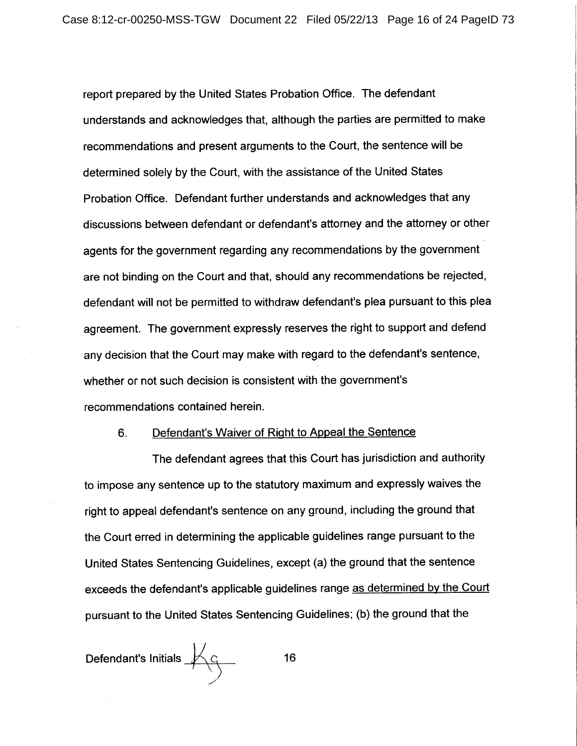report prepared by the United States Probation Office. The defendant understands and acknowledges that, although the parties are permitted to make recommendations and present arguments to the Court, the sentence will be determined solely by the Court, with the assistance of the United States Probation Office. Defendant further understands and acknowledges that any discussions between defendant or defendant's attorney and the attorney or other agents for the government regarding any recommendations by the government are not binding on the Court and that, should any recommendations be rejected, defendant will not be permitted to withdraw defendant's plea pursuant to this plea agreement. The government expressly reserves the right to support and defend any decision that the Court may make with regard to the defendant's sentence, whether or not such decision is consistent with the government's recommendations contained herein.

6. Defendant's Waiver of Right to Appeal the Sentence

The defendant agrees that this Court has jurisdiction and authority to impose any sentence up to the statutory maximum and expressly waives the right to appeal defendant's sentence on any ground, including the ground that the Court erred in determining the applicable guidelines range pursuant to the United States Sentencing Guidelines, except (a) the ground that the sentence exceeds the defendant's applicable guidelines range as determined by the Court pursuant to the United States Sentencing Guidelines; (b) the ground that the

Defendant's Initials KC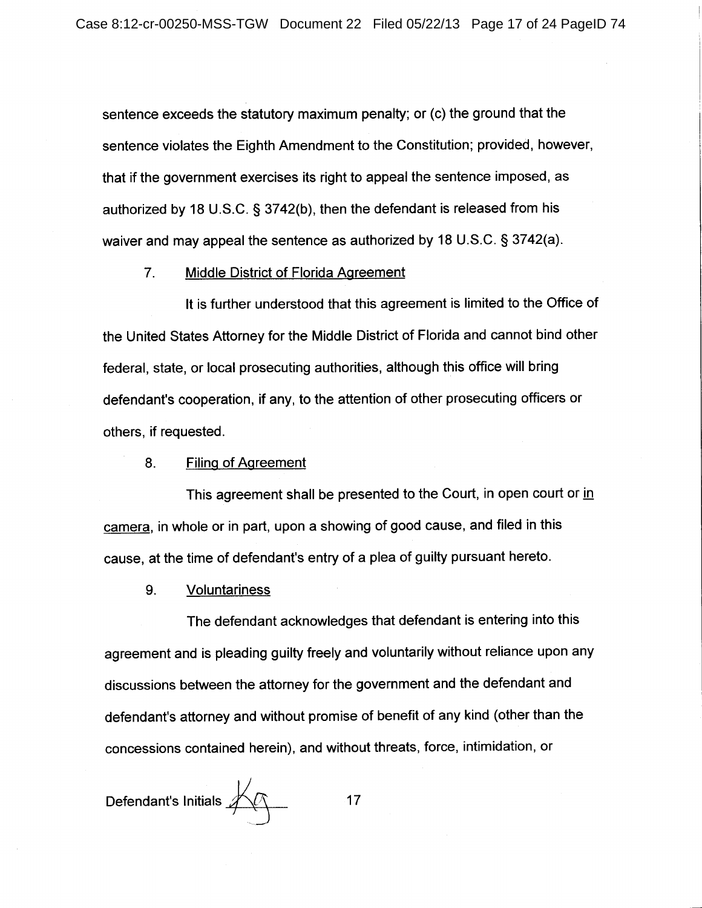sentence exceeds the statutory maximum penalty; or (c) the ground that the sentence violates the Eighth Amendment to the Constitution; provided, however, that if the government exercises its right to appeal the sentence imposed, as authorized by 18 U.S.C. § 3742(b), then the defendant is released from his waiver and may appeal the sentence as authorized by 18 U.S.C. § 3742(a).

7. <u>Middle District of Florida Agreement</u>

It is further understood that this agreement is limited to the Office of the United States Attorney for the Middle District of Florida and cannot bind other federal, state, or local prosecuting authorities, although this office will bring defendant's cooperation, if any, to the attention of other prosecuting officers or others, if requested.

8. <u>Filing of Agreement</u>

This agreement shall be presented to the Court, in open court or <u>in camera</u>, in whole or in part, upon a showing of good cause, and filed in this cause, at the time of defendant's entry of a plea of guilty pursuant hereto.

9. <u>Voluntariness</u>

The defendant acknowledges that defendant is entering into this agreement and is pleading guilty freely and voluntarily without reliance upon any discussions between the attorney for the government and the defendant and defendant's attorney and without promise of benefit of any kind (other than the concessions contained herein), and without threats, force, intimidation, or

Defendant's Initials KG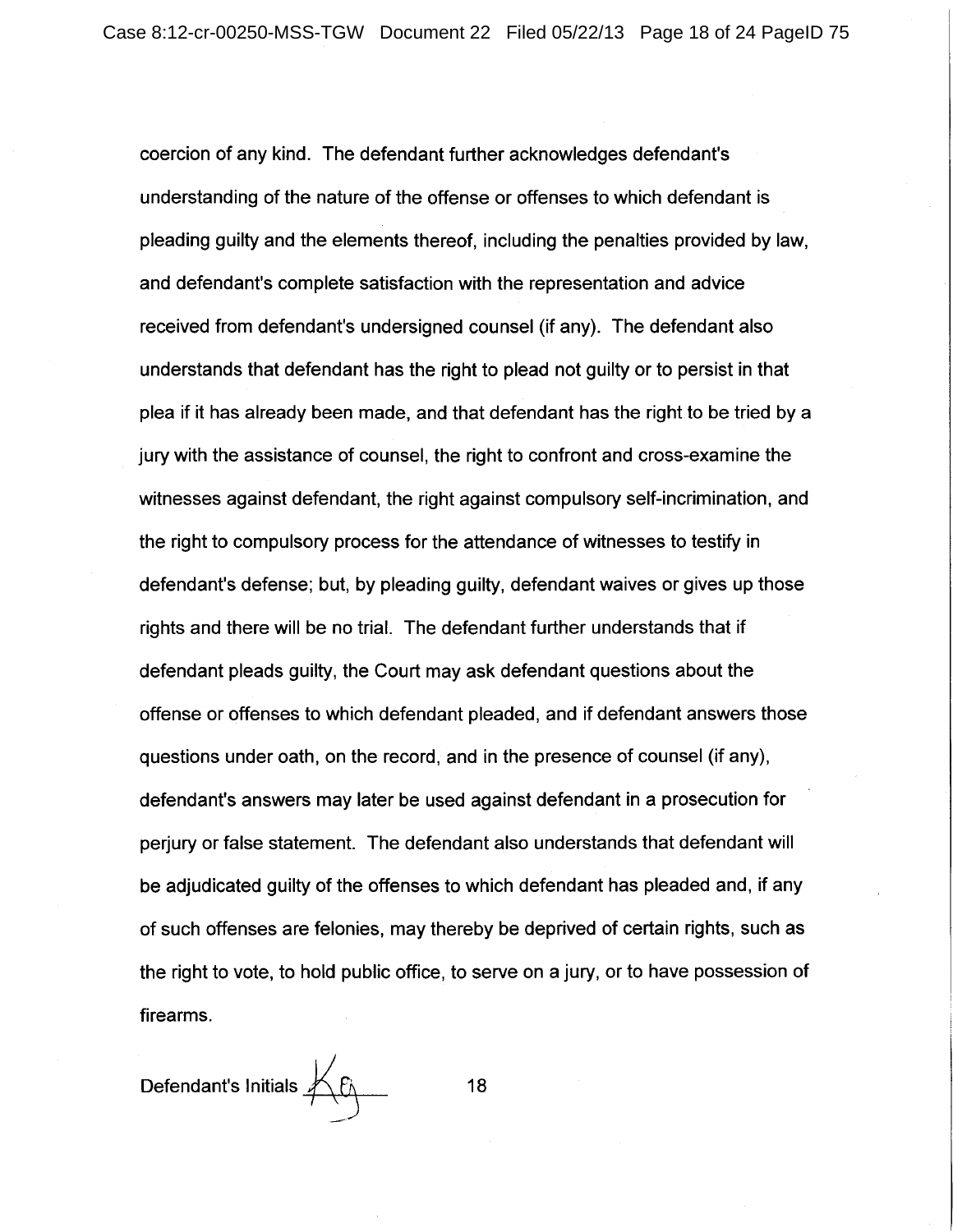coercion of any kind. The defendant further acknowledges defendant's understanding of the nature of the offense or offenses to which defendant is pleading guilty and the elements thereof, including the penalties provided by law, and defendant's complete satisfaction with the representation and advice received from defendant's undersigned counsel (if any). The defendant also understands that defendant has the right to plead not guilty or to persist in that plea if it has already been made, and that defendant has the right to be tried by a jury with the assistance of counsel, the right to confront and cross-examine the witnesses against defendant, the right against compulsory self-incrimination, and the right to compulsory process for the attendance of witnesses to testify in defendant's defense; but, by pleading guilty, defendant waives or gives up those rights and there will be no trial. The defendant further understands that if defendant pleads guilty, the Court may ask defendant questions about the offense or offenses to which defendant pleaded, and if defendant answers those questions under oath, on the record, and in the presence of counsel (if any), defendant's answers may later be used against defendant in a prosecution for perjury or false statement. The defendant also understands that defendant will be adjudicated guilty of the offenses to which defendant has pleaded and, if any of such offenses are felonies, may thereby be deprived of certain rights, such as the right to vote, to hold public office, to serve on a jury, or to have possession of firearms.

Defendant's Initials KG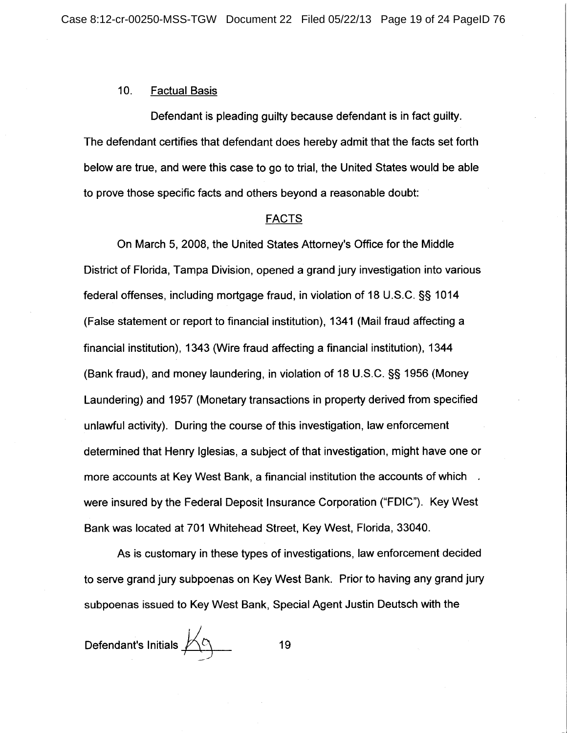10. Factual Basis

Defendant is pleading guilty because defendant is in fact guilty. The defendant certifies that defendant does hereby admit that the facts set forth below are true, and were this case to go to trial, the United States would be able to prove those specific facts and others beyond a reasonable doubt:

FACTS

On March 5, 2008, the United States Attorney's Office for the Middle District of Florida, Tampa Division, opened a grand jury investigation into various federal offenses, including mortgage fraud, in violation of 18 U.S.C. §§ 1014 (False statement or report to financial institution), 1341 (Mail fraud affecting a financial institution), 1343 (Wire fraud affecting a financial institution), 1344 (Bank fraud), and money laundering, in violation of 18 U.S.C. §§ 1956 (Money Laundering) and 1957 (Monetary transactions in property derived from specified unlawful activity). During the course of this investigation, law enforcement determined that Henry Iglesias, a subject of that investigation, might have one or more accounts at Key West Bank, a financial institution the accounts of which were insured by the Federal Deposit Insurance Corporation ("FDIC"). Key West Bank was located at 701 Whitehead Street, Key West, Florida, 33040.

As is customary in these types of investigations, law enforcement decided to serve grand jury subpoenas on Key West Bank. Prior to having any grand jury subpoenas issued to Key West Bank, Special Agent Justin Deutsch with the

Defendant's Initials KG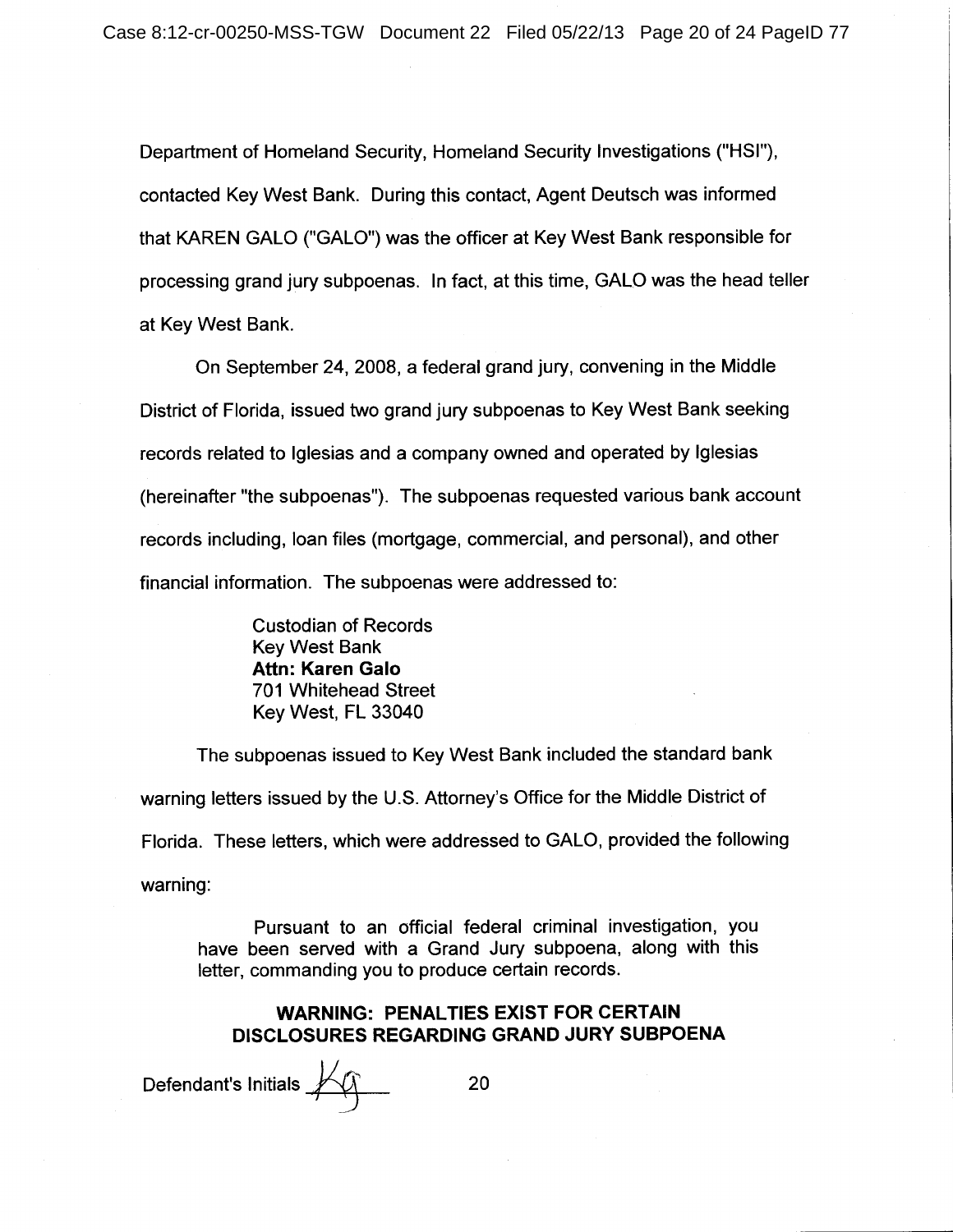Department of Homeland Security, Homeland Security Investigations ("HSI"), contacted Key West Bank. During this contact, Agent Deutsch was informed that KAREN GALO ("GALO") was the officer at Key West Bank responsible for processing grand jury subpoenas. In fact, at this time, GALO was the head teller at Key West Bank.

On September 24, 2008, a federal grand jury, convening in the Middle District of Florida, issued two grand jury subpoenas to Key West Bank seeking records related to Iglesias and a company owned and operated by Iglesias (hereinafter "the subpoenas"). The subpoenas requested various bank account records including, loan files (mortgage, commercial, and personal), and other financial information. The subpoenas were addressed to:

> Custodian of Records
> Key West Bank
> **Attn: Karen Galo**
> 701 Whitehead Street
> Key West, FL 33040

The subpoenas issued to Key West Bank included the standard bank warning letters issued by the U.S. Attorney's Office for the Middle District of Florida. These letters, which were addressed to GALO, provided the following warning:

> Pursuant to an official federal criminal investigation, you have been served with a Grand Jury subpoena, along with this letter, commanding you to produce certain records.
>
> **WARNING: PENALTIES EXIST FOR CERTAIN DISCLOSURES REGARDING GRAND JURY SUBPOENA**

Defendant's Initials KG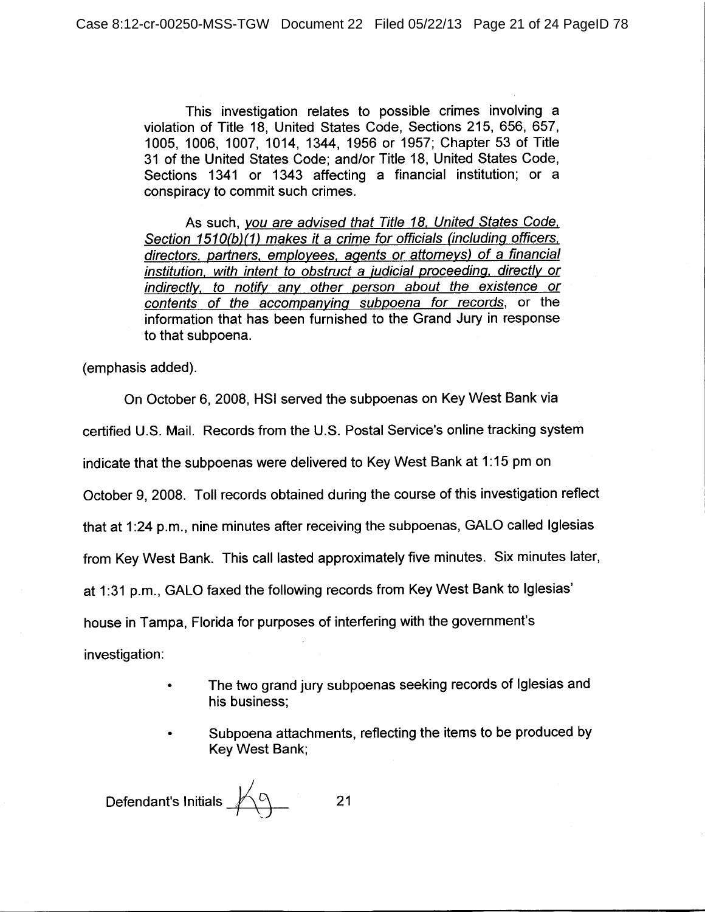> This investigation relates to possible crimes involving a violation of Title 18, United States Code, Sections 215, 656, 657, 1005, 1006, 1007, 1014, 1344, 1956 or 1957; Chapter 53 of Title 31 of the United States Code; and/or Title 18, United States Code, Sections 1341 or 1343 affecting a financial institution; or a conspiracy to commit such crimes.
>
> As such, <u>you are advised that Title 18, United States Code, Section 1510(b)(1) makes it a crime for officials (including officers, directors, partners, employees, agents or attorneys) of a financial institution, with intent to obstruct a judicial proceeding, directly or indirectly, to notify any other person about the existence or contents of the accompanying subpoena for records</u>, or the information that has been furnished to the Grand Jury in response to that subpoena.

(emphasis added).

On October 6, 2008, HSI served the subpoenas on Key West Bank via certified U.S. Mail. Records from the U.S. Postal Service's online tracking system indicate that the subpoenas were delivered to Key West Bank at 1:15 pm on October 9, 2008. Toll records obtained during the course of this investigation reflect that at 1:24 p.m., nine minutes after receiving the subpoenas, GALO called Iglesias from Key West Bank. This call lasted approximately five minutes. Six minutes later, at 1:31 p.m., GALO faxed the following records from Key West Bank to Iglesias' house in Tampa, Florida for purposes of interfering with the government's investigation:

- The two grand jury subpoenas seeking records of Iglesias and his business;
- Subpoena attachments, reflecting the items to be produced by Key West Bank;

Defendant's Initials KG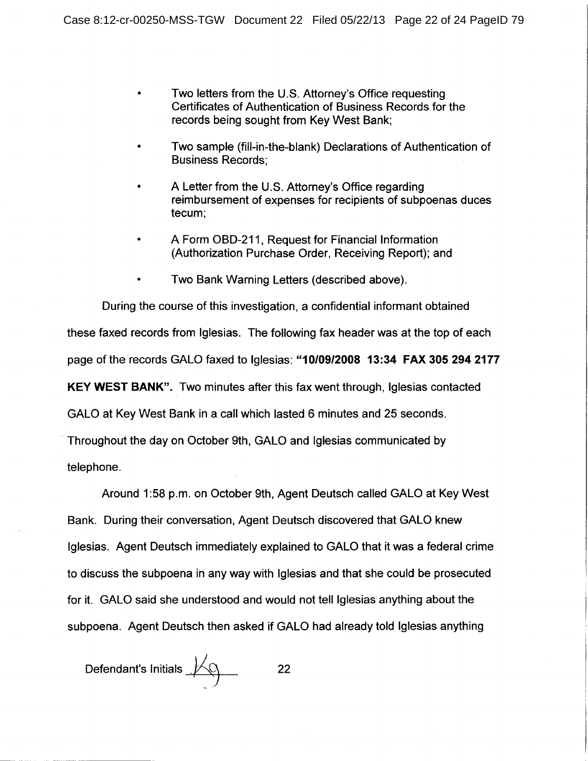- Two letters from the U.S. Attorney's Office requesting Certificates of Authentication of Business Records for the records being sought from Key West Bank;
- Two sample (fill-in-the-blank) Declarations of Authentication of Business Records;
- A Letter from the U.S. Attorney's Office regarding reimbursement of expenses for recipients of subpoenas duces tecum;
- A Form OBD-211, Request for Financial Information (Authorization Purchase Order, Receiving Report); and
- Two Bank Warning Letters (described above).

During the course of this investigation, a confidential informant obtained these faxed records from Iglesias. The following fax header was at the top of each page of the records GALO faxed to Iglesias: **"10/09/2008 13:34 FAX 305 294 2177 KEY WEST BANK".** Two minutes after this fax went through, Iglesias contacted GALO at Key West Bank in a call which lasted 6 minutes and 25 seconds. Throughout the day on October 9th, GALO and Iglesias communicated by telephone.

Around 1:58 p.m. on October 9th, Agent Deutsch called GALO at Key West Bank. During their conversation, Agent Deutsch discovered that GALO knew Iglesias. Agent Deutsch immediately explained to GALO that it was a federal crime to discuss the subpoena in any way with Iglesias and that she could be prosecuted for it. GALO said she understood and would not tell Iglesias anything about the subpoena. Agent Deutsch then asked if GALO had already told Iglesias anything

Defendant's Initials KG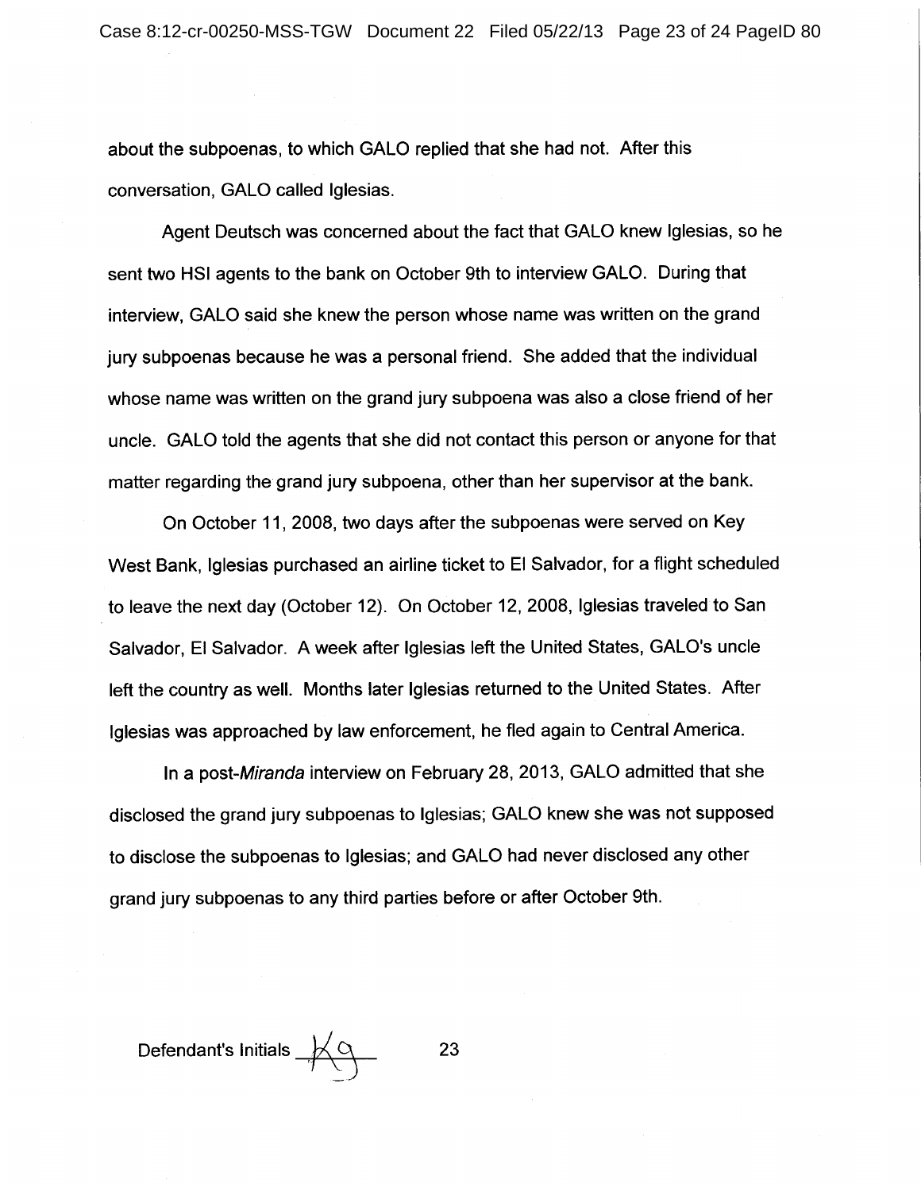about the subpoenas, to which GALO replied that she had not. After this conversation, GALO called Iglesias.

Agent Deutsch was concerned about the fact that GALO knew Iglesias, so he sent two HSI agents to the bank on October 9th to interview GALO. During that interview, GALO said she knew the person whose name was written on the grand jury subpoenas because he was a personal friend. She added that the individual whose name was written on the grand jury subpoena was also a close friend of her uncle. GALO told the agents that she did not contact this person or anyone for that matter regarding the grand jury subpoena, other than her supervisor at the bank.

On October 11, 2008, two days after the subpoenas were served on Key West Bank, Iglesias purchased an airline ticket to El Salvador, for a flight scheduled to leave the next day (October 12). On October 12, 2008, Iglesias traveled to San Salvador, El Salvador. A week after Iglesias left the United States, GALO's uncle left the country as well. Months later Iglesias returned to the United States. After Iglesias was approached by law enforcement, he fled again to Central America.

In a post-*Miranda* interview on February 28, 2013, GALO admitted that she disclosed the grand jury subpoenas to Iglesias; GALO knew she was not supposed to disclose the subpoenas to Iglesias; and GALO had never disclosed any other grand jury subpoenas to any third parties before or after October 9th.

Defendant's Initials KG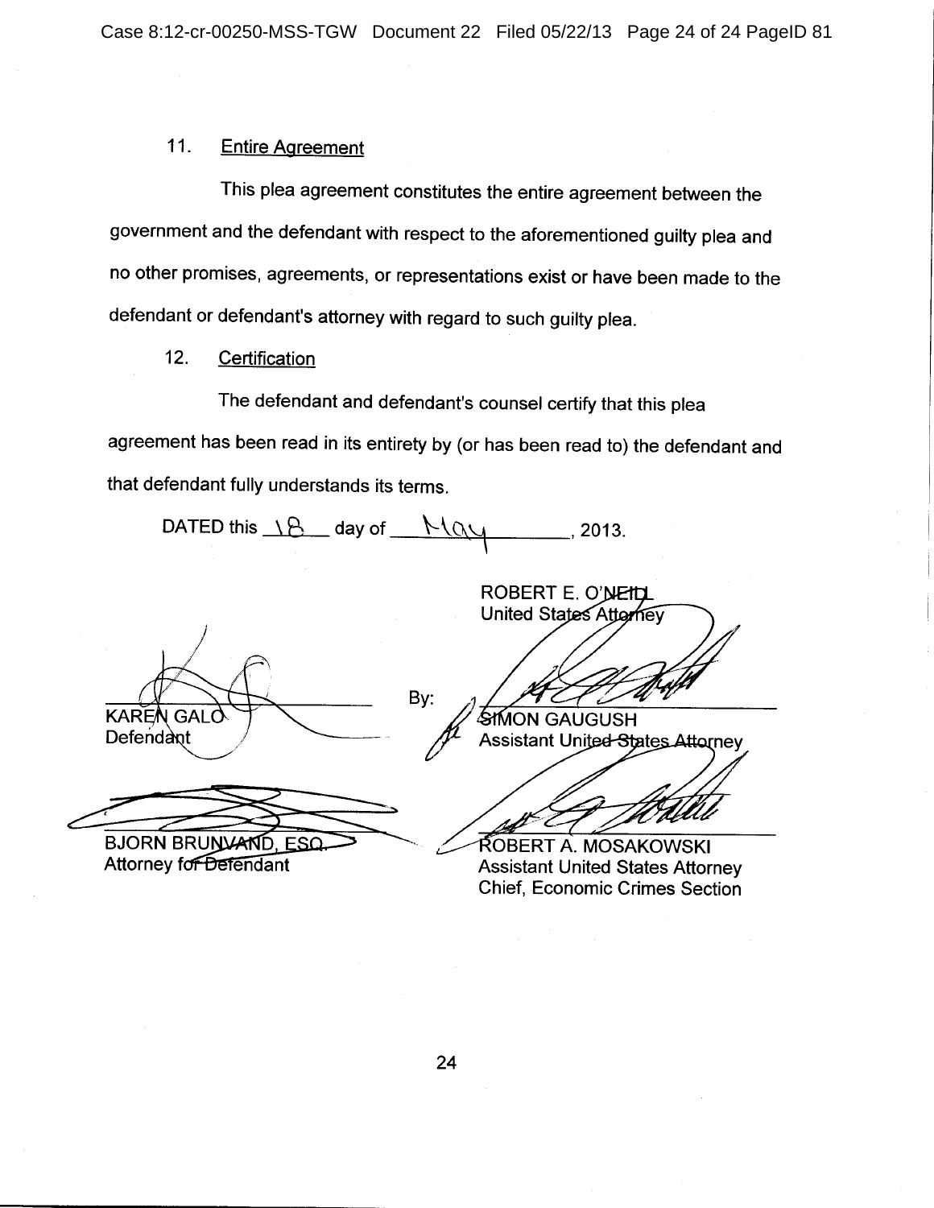11. Entire Agreement

This plea agreement constitutes the entire agreement between the government and the defendant with respect to the aforementioned guilty plea and no other promises, agreements, or representations exist or have been made to the defendant or defendant's attorney with regard to such guilty plea.

12. Certification

The defendant and defendant's counsel certify that this plea agreement has been read in its entirety by (or has been read to) the defendant and that defendant fully understands its terms.

DATED this 18 day of May, 2013.

KAREN GALO
Defendant

BJORN BRUNVAND, ESQ.
Attorney for Defendant

ROBERT E. O'NEILL
United States Attorney

By:

SIMON GAUGUSH
Assistant United States Attorney

ROBERT A. MOSAKOWSKI
Assistant United States Attorney
Chief, Economic Crimes Section